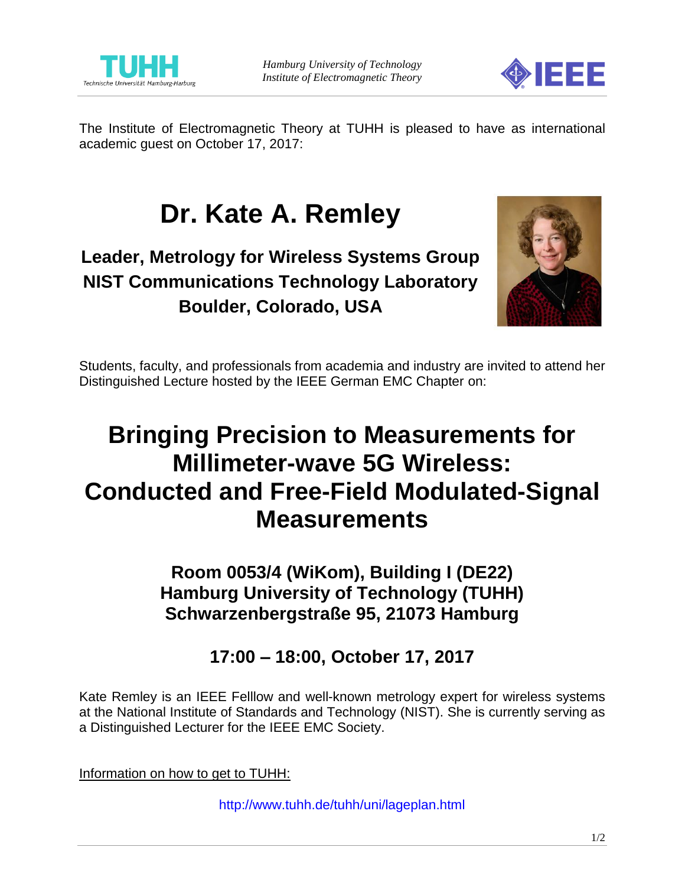*Hamburg University of Technology*
*Institute of Electromagnetic Theory*

The Institute of Electromagnetic Theory at TUHH is pleased to have as international academic guest on October 17, 2017:

# Dr. Kate A. Remley

**Leader, Metrology for Wireless Systems Group**
**NIST Communications Technology Laboratory**
**Boulder, Colorado, USA**

Students, faculty, and professionals from academia and industry are invited to attend her Distinguished Lecture hosted by the IEEE German EMC Chapter on:

# Bringing Precision to Measurements for Millimeter-wave 5G Wireless: Conducted and Free-Field Modulated-Signal Measurements

**Room 0053/4 (WiKom), Building I (DE22)**
**Hamburg University of Technology (TUHH)**
**Schwarzenbergstraße 95, 21073 Hamburg**

**17:00 – 18:00, October 17, 2017**

Kate Remley is an IEEE Felllow and well-known metrology expert for wireless systems at the National Institute of Standards and Technology (NIST). She is currently serving as a Distinguished Lecturer for the IEEE EMC Society.

Information on how to get to TUHH:

http://www.tuhh.de/tuhh/uni/lageplan.html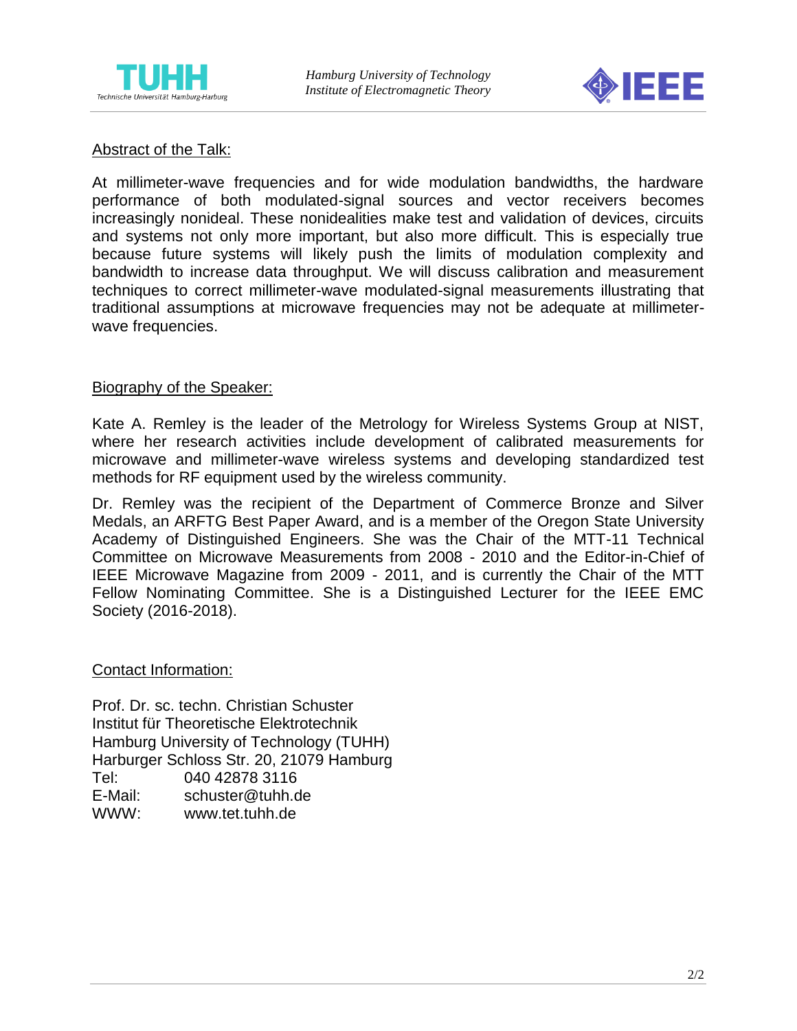## Abstract of the Talk:

At millimeter-wave frequencies and for wide modulation bandwidths, the hardware performance of both modulated-signal sources and vector receivers becomes increasingly nonideal. These nonidealities make test and validation of devices, circuits and systems not only more important, but also more difficult. This is especially true because future systems will likely push the limits of modulation complexity and bandwidth to increase data throughput. We will discuss calibration and measurement techniques to correct millimeter-wave modulated-signal measurements illustrating that traditional assumptions at microwave frequencies may not be adequate at millimeter-wave frequencies.

## Biography of the Speaker:

Kate A. Remley is the leader of the Metrology for Wireless Systems Group at NIST, where her research activities include development of calibrated measurements for microwave and millimeter-wave wireless systems and developing standardized test methods for RF equipment used by the wireless community.

Dr. Remley was the recipient of the Department of Commerce Bronze and Silver Medals, an ARFTG Best Paper Award, and is a member of the Oregon State University Academy of Distinguished Engineers. She was the Chair of the MTT-11 Technical Committee on Microwave Measurements from 2008 - 2010 and the Editor-in-Chief of IEEE Microwave Magazine from 2009 - 2011, and is currently the Chair of the MTT Fellow Nominating Committee. She is a Distinguished Lecturer for the IEEE EMC Society (2016-2018).

## Contact Information:

Prof. Dr. sc. techn. Christian Schuster
Institut für Theoretische Elektrotechnik
Hamburg University of Technology (TUHH)
Harburger Schloss Str. 20, 21079 Hamburg
Tel: 040 42878 3116
E-Mail: schuster@tuhh.de
WWW: www.tet.tuhh.de